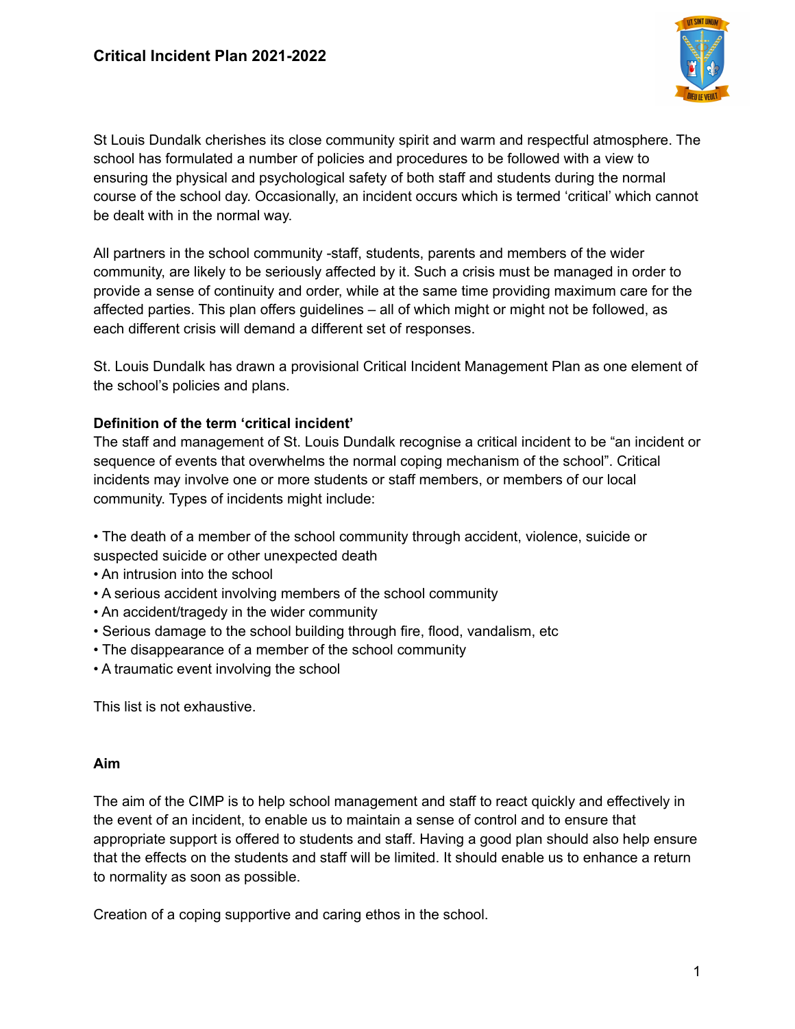# Critical Incident Plan 2021-2022

St Louis Dundalk cherishes its close community spirit and warm and respectful atmosphere. The school has formulated a number of policies and procedures to be followed with a view to ensuring the physical and psychological safety of both staff and students during the normal course of the school day. Occasionally, an incident occurs which is termed 'critical' which cannot be dealt with in the normal way.

All partners in the school community -staff, students, parents and members of the wider community, are likely to be seriously affected by it. Such a crisis must be managed in order to provide a sense of continuity and order, while at the same time providing maximum care for the affected parties. This plan offers guidelines – all of which might or might not be followed, as each different crisis will demand a different set of responses.

St. Louis Dundalk has drawn a provisional Critical Incident Management Plan as one element of the school's policies and plans.

**Definition of the term 'critical incident'**

The staff and management of St. Louis Dundalk recognise a critical incident to be "an incident or sequence of events that overwhelms the normal coping mechanism of the school". Critical incidents may involve one or more students or staff members, or members of our local community. Types of incidents might include:

- The death of a member of the school community through accident, violence, suicide or suspected suicide or other unexpected death
- An intrusion into the school
- A serious accident involving members of the school community
- An accident/tragedy in the wider community
- Serious damage to the school building through fire, flood, vandalism, etc
- The disappearance of a member of the school community
- A traumatic event involving the school

This list is not exhaustive.

**Aim**

The aim of the CIMP is to help school management and staff to react quickly and effectively in the event of an incident, to enable us to maintain a sense of control and to ensure that appropriate support is offered to students and staff. Having a good plan should also help ensure that the effects on the students and staff will be limited. It should enable us to enhance a return to normality as soon as possible.

Creation of a coping supportive and caring ethos in the school.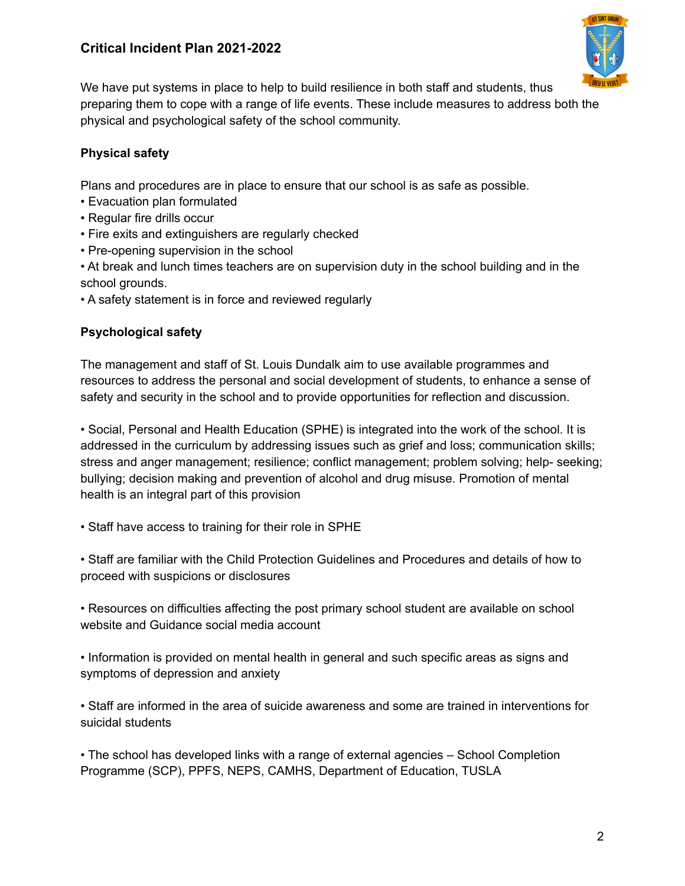We have put systems in place to help to build resilience in both staff and students, thus preparing them to cope with a range of life events. These include measures to address both the physical and psychological safety of the school community.

**Physical safety**

Plans and procedures are in place to ensure that our school is as safe as possible.

- Evacuation plan formulated
- Regular fire drills occur
- Fire exits and extinguishers are regularly checked
- Pre-opening supervision in the school
- At break and lunch times teachers are on supervision duty in the school building and in the school grounds.
- A safety statement is in force and reviewed regularly

**Psychological safety**

The management and staff of St. Louis Dundalk aim to use available programmes and resources to address the personal and social development of students, to enhance a sense of safety and security in the school and to provide opportunities for reflection and discussion.

- Social, Personal and Health Education (SPHE) is integrated into the work of the school. It is addressed in the curriculum by addressing issues such as grief and loss; communication skills; stress and anger management; resilience; conflict management; problem solving; help- seeking; bullying; decision making and prevention of alcohol and drug misuse. Promotion of mental health is an integral part of this provision

- Staff have access to training for their role in SPHE

- Staff are familiar with the Child Protection Guidelines and Procedures and details of how to proceed with suspicions or disclosures

- Resources on difficulties affecting the post primary school student are available on school website and Guidance social media account

- Information is provided on mental health in general and such specific areas as signs and symptoms of depression and anxiety

- Staff are informed in the area of suicide awareness and some are trained in interventions for suicidal students

- The school has developed links with a range of external agencies – School Completion Programme (SCP), PPFS, NEPS, CAMHS, Department of Education, TUSLA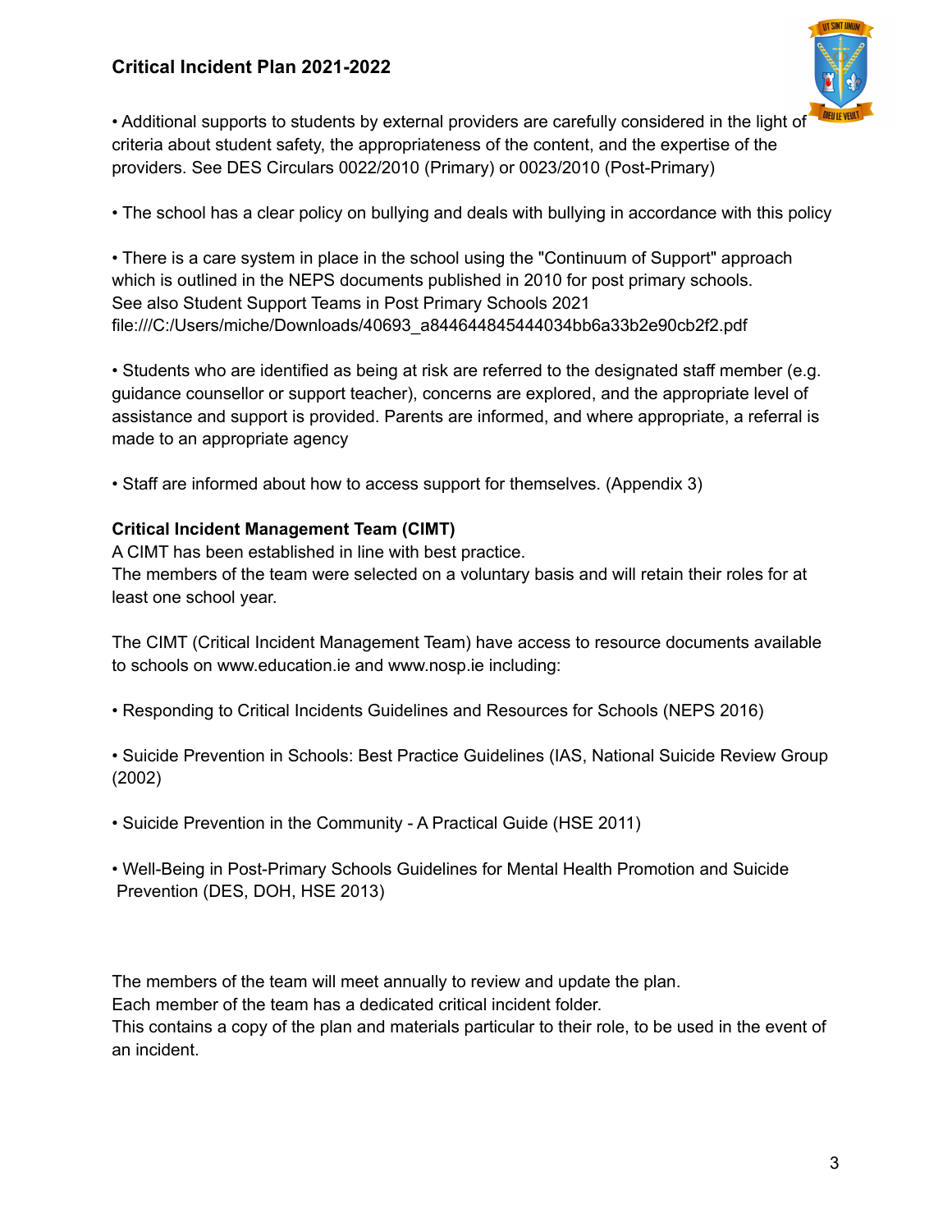- Additional supports to students by external providers are carefully considered in the light of criteria about student safety, the appropriateness of the content, and the expertise of the providers. See DES Circulars 0022/2010 (Primary) or 0023/2010 (Post-Primary)

- The school has a clear policy on bullying and deals with bullying in accordance with this policy

- There is a care system in place in the school using the "Continuum of Support" approach which is outlined in the NEPS documents published in 2010 for post primary schools. See also Student Support Teams in Post Primary Schools 2021 file:///C:/Users/miche/Downloads/40693_a844644845444034bb6a33b2e90cb2f2.pdf

- Students who are identified as being at risk are referred to the designated staff member (e.g. guidance counsellor or support teacher), concerns are explored, and the appropriate level of assistance and support is provided. Parents are informed, and where appropriate, a referral is made to an appropriate agency

- Staff are informed about how to access support for themselves. (Appendix 3)

**Critical Incident Management Team (CIMT)**

A CIMT has been established in line with best practice.
The members of the team were selected on a voluntary basis and will retain their roles for at least one school year.

The CIMT (Critical Incident Management Team) have access to resource documents available to schools on www.education.ie and www.nosp.ie including:

- Responding to Critical Incidents Guidelines and Resources for Schools (NEPS 2016)

- Suicide Prevention in Schools: Best Practice Guidelines (IAS, National Suicide Review Group (2002)

- Suicide Prevention in the Community - A Practical Guide (HSE 2011)

- Well-Being in Post-Primary Schools Guidelines for Mental Health Promotion and Suicide Prevention (DES, DOH, HSE 2013)

The members of the team will meet annually to review and update the plan.
Each member of the team has a dedicated critical incident folder.
This contains a copy of the plan and materials particular to their role, to be used in the event of an incident.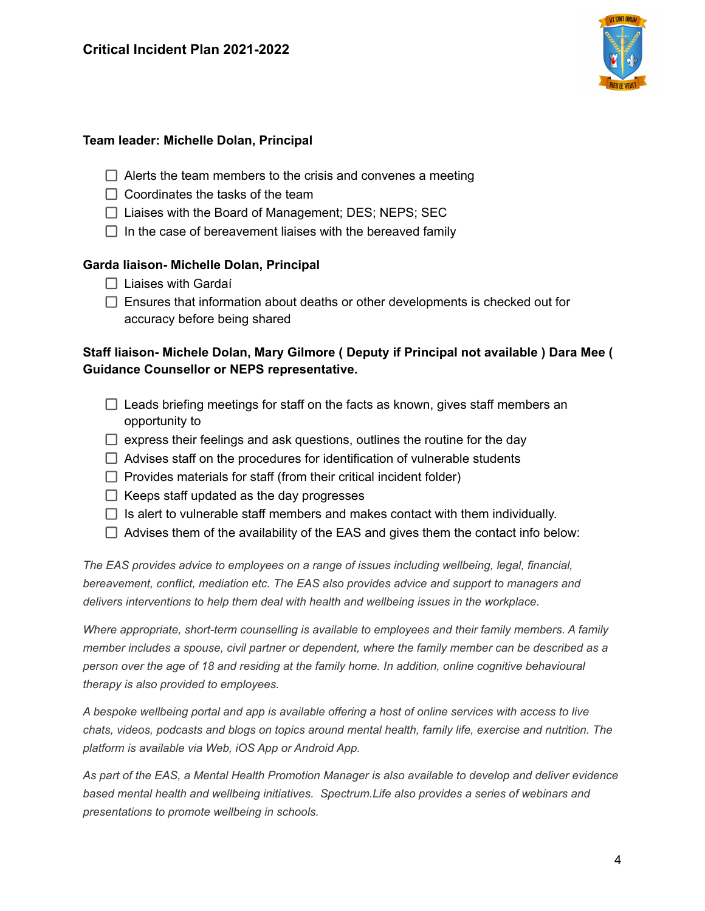**Team leader: Michelle Dolan, Principal**

- ☐ Alerts the team members to the crisis and convenes a meeting
- ☐ Coordinates the tasks of the team
- ☐ Liaises with the Board of Management; DES; NEPS; SEC
- ☐ In the case of bereavement liaises with the bereaved family

**Garda liaison- Michelle Dolan, Principal**

- ☐ Liaises with Gardaí
- ☐ Ensures that information about deaths or other developments is checked out for accuracy before being shared

**Staff liaison- Michele Dolan, Mary Gilmore ( Deputy if Principal not available ) Dara Mee ( Guidance Counsellor or NEPS representative.**

- ☐ Leads briefing meetings for staff on the facts as known, gives staff members an opportunity to
- ☐ express their feelings and ask questions, outlines the routine for the day
- ☐ Advises staff on the procedures for identification of vulnerable students
- ☐ Provides materials for staff (from their critical incident folder)
- ☐ Keeps staff updated as the day progresses
- ☐ Is alert to vulnerable staff members and makes contact with them individually.
- ☐ Advises them of the availability of the EAS and gives them the contact info below:

*The EAS provides advice to employees on a range of issues including wellbeing, legal, financial, bereavement, conflict, mediation etc. The EAS also provides advice and support to managers and delivers interventions to help them deal with health and wellbeing issues in the workplace.*

*Where appropriate, short-term counselling is available to employees and their family members. A family member includes a spouse, civil partner or dependent, where the family member can be described as a person over the age of 18 and residing at the family home. In addition, online cognitive behavioural therapy is also provided to employees.*

*A bespoke wellbeing portal and app is available offering a host of online services with access to live chats, videos, podcasts and blogs on topics around mental health, family life, exercise and nutrition. The platform is available via Web, iOS App or Android App.*

*As part of the EAS, a Mental Health Promotion Manager is also available to develop and deliver evidence based mental health and wellbeing initiatives. Spectrum.Life also provides a series of webinars and presentations to promote wellbeing in schools.*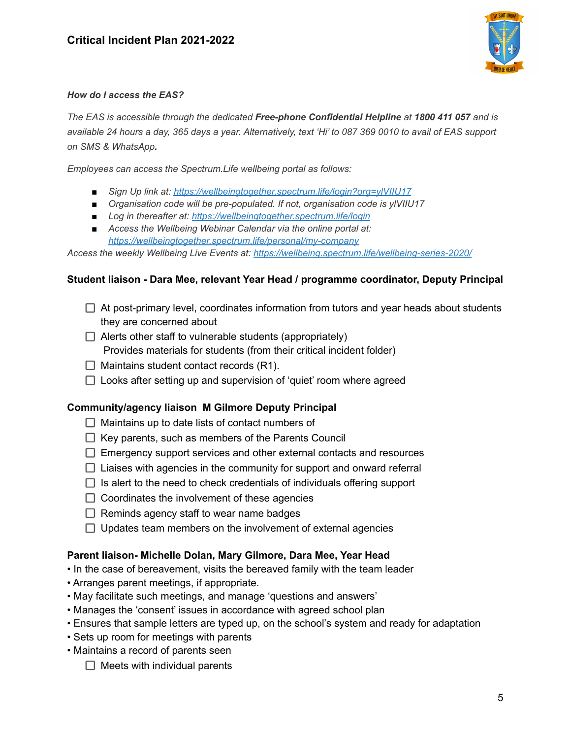*How do I access the EAS?*

*The EAS is accessible through the dedicated **Free-phone Confidential Helpline** at **1800 411 057** and is available 24 hours a day, 365 days a year. Alternatively, text 'Hi' to 087 369 0010 to avail of EAS support on SMS & WhatsApp.*

*Employees can access the Spectrum.Life wellbeing portal as follows:*

- *Sign Up link at: https://wellbeingtogether.spectrum.life/login?org=ylVIIU17*
- *Organisation code will be pre-populated. If not, organisation code is ylVIIU17*
- *Log in thereafter at: https://wellbeingtogether.spectrum.life/login*
- *Access the Wellbeing Webinar Calendar via the online portal at: https://wellbeingtogether.spectrum.life/personal/my-company*

*Access the weekly Wellbeing Live Events at: https://wellbeing.spectrum.life/wellbeing-series-2020/*

### Student liaison - Dara Mee, relevant Year Head / programme coordinator, Deputy Principal

- ☐ At post-primary level, coordinates information from tutors and year heads about students they are concerned about
- ☐ Alerts other staff to vulnerable students (appropriately)
  Provides materials for students (from their critical incident folder)
- ☐ Maintains student contact records (R1).
- ☐ Looks after setting up and supervision of 'quiet' room where agreed

### Community/agency liaison M Gilmore Deputy Principal

- ☐ Maintains up to date lists of contact numbers of
- ☐ Key parents, such as members of the Parents Council
- ☐ Emergency support services and other external contacts and resources
- ☐ Liaises with agencies in the community for support and onward referral
- ☐ Is alert to the need to check credentials of individuals offering support
- ☐ Coordinates the involvement of these agencies
- ☐ Reminds agency staff to wear name badges
- ☐ Updates team members on the involvement of external agencies

### Parent liaison- Michelle Dolan, Mary Gilmore, Dara Mee, Year Head

- In the case of bereavement, visits the bereaved family with the team leader
- Arranges parent meetings, if appropriate.
- May facilitate such meetings, and manage 'questions and answers'
- Manages the 'consent' issues in accordance with agreed school plan
- Ensures that sample letters are typed up, on the school's system and ready for adaptation
- Sets up room for meetings with parents
- Maintains a record of parents seen
  - ☐ Meets with individual parents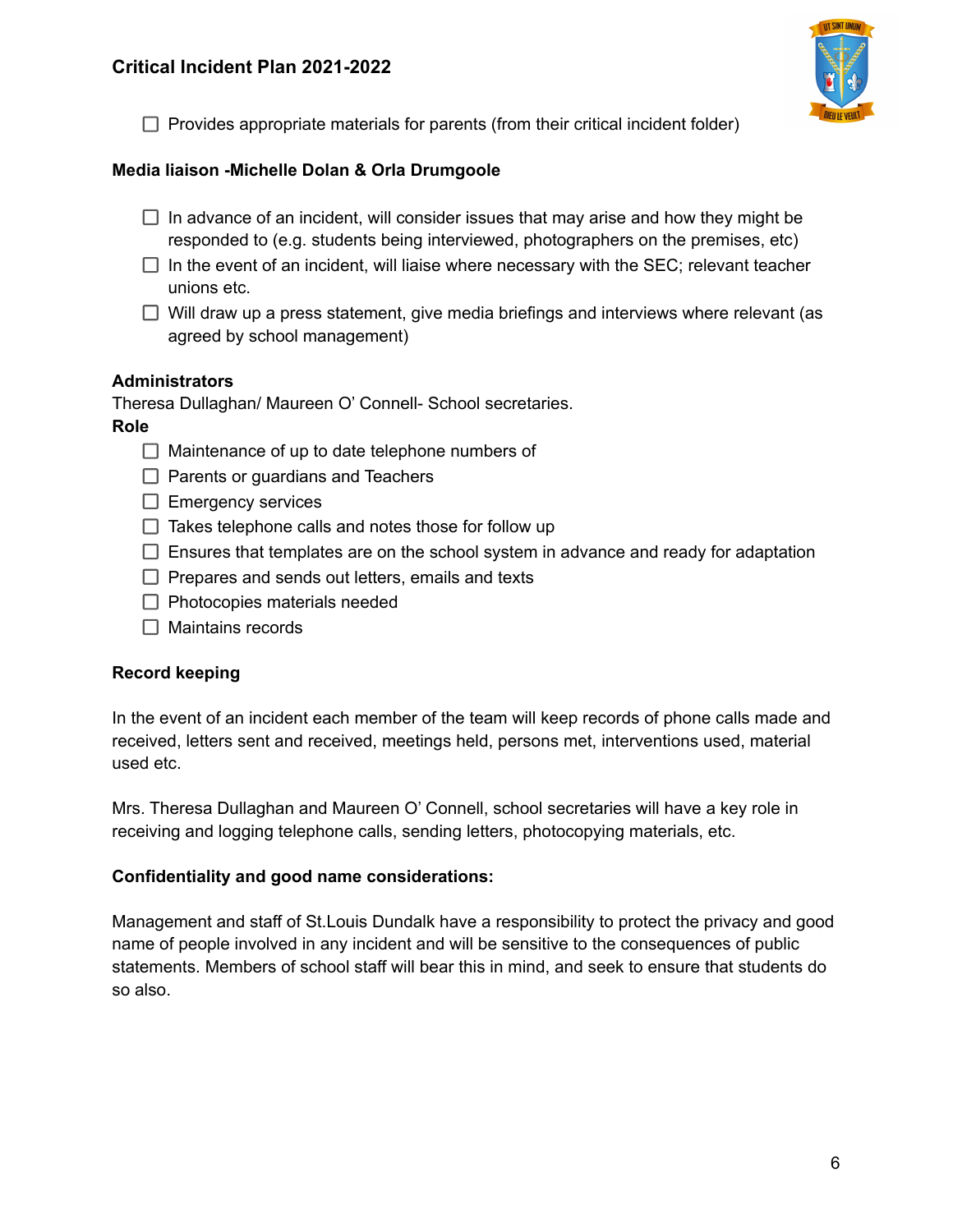- [ ] Provides appropriate materials for parents (from their critical incident folder)

**Media liaison -Michelle Dolan & Orla Drumgoole**

- [ ] In advance of an incident, will consider issues that may arise and how they might be responded to (e.g. students being interviewed, photographers on the premises, etc)
- [ ] In the event of an incident, will liaise where necessary with the SEC; relevant teacher unions etc.
- [ ] Will draw up a press statement, give media briefings and interviews where relevant (as agreed by school management)

**Administrators**

Theresa Dullaghan/ Maureen O' Connell- School secretaries.

**Role**

- [ ] Maintenance of up to date telephone numbers of
- [ ] Parents or guardians and Teachers
- [ ] Emergency services
- [ ] Takes telephone calls and notes those for follow up
- [ ] Ensures that templates are on the school system in advance and ready for adaptation
- [ ] Prepares and sends out letters, emails and texts
- [ ] Photocopies materials needed
- [ ] Maintains records

**Record keeping**

In the event of an incident each member of the team will keep records of phone calls made and received, letters sent and received, meetings held, persons met, interventions used, material used etc.

Mrs. Theresa Dullaghan and Maureen O' Connell, school secretaries will have a key role in receiving and logging telephone calls, sending letters, photocopying materials, etc.

**Confidentiality and good name considerations:**

Management and staff of St.Louis Dundalk have a responsibility to protect the privacy and good name of people involved in any incident and will be sensitive to the consequences of public statements. Members of school staff will bear this in mind, and seek to ensure that students do so also.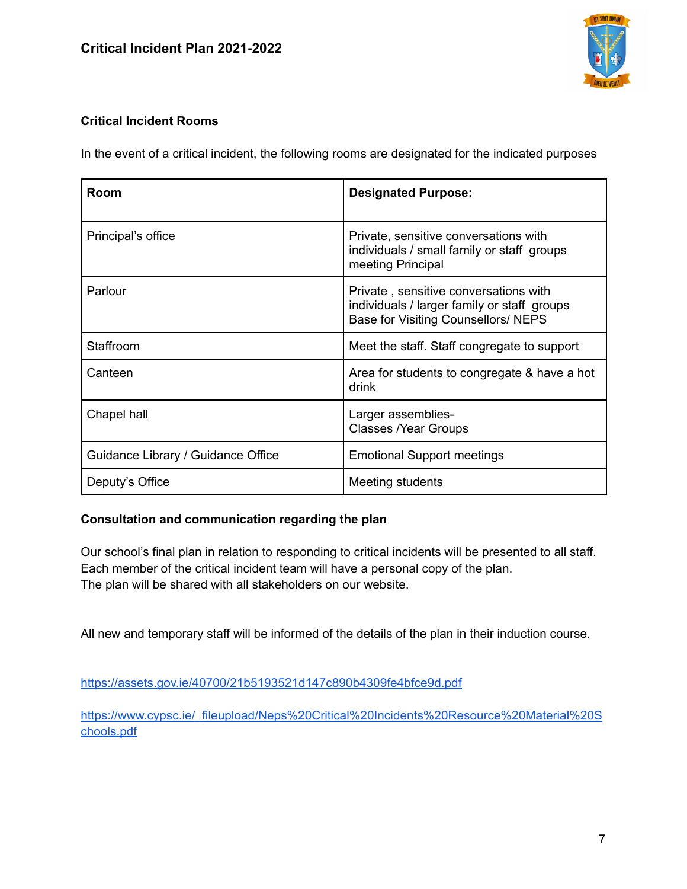### Critical Incident Rooms

In the event of a critical incident, the following rooms are designated for the indicated purposes

| Room | Designated Purpose: |
|---|---|
| Principal's office | Private, sensitive conversations with individuals / small family or staff groups meeting Principal |
| Parlour | Private , sensitive conversations with individuals / larger family or staff groups Base for Visiting Counsellors/ NEPS |
| Staffroom | Meet the staff. Staff congregate to support |
| Canteen | Area for students to congregate & have a hot drink |
| Chapel hall | Larger assemblies- Classes /Year Groups |
| Guidance Library / Guidance Office | Emotional Support meetings |
| Deputy's Office | Meeting students |

### Consultation and communication regarding the plan

Our school's final plan in relation to responding to critical incidents will be presented to all staff. Each member of the critical incident team will have a personal copy of the plan. The plan will be shared with all stakeholders on our website.

All new and temporary staff will be informed of the details of the plan in their induction course.

https://assets.gov.ie/40700/21b5193521d147c890b4309fe4bfce9d.pdf

https://www.cypsc.ie/_fileupload/Neps%20Critical%20Incidents%20Resource%20Material%20Schools.pdf